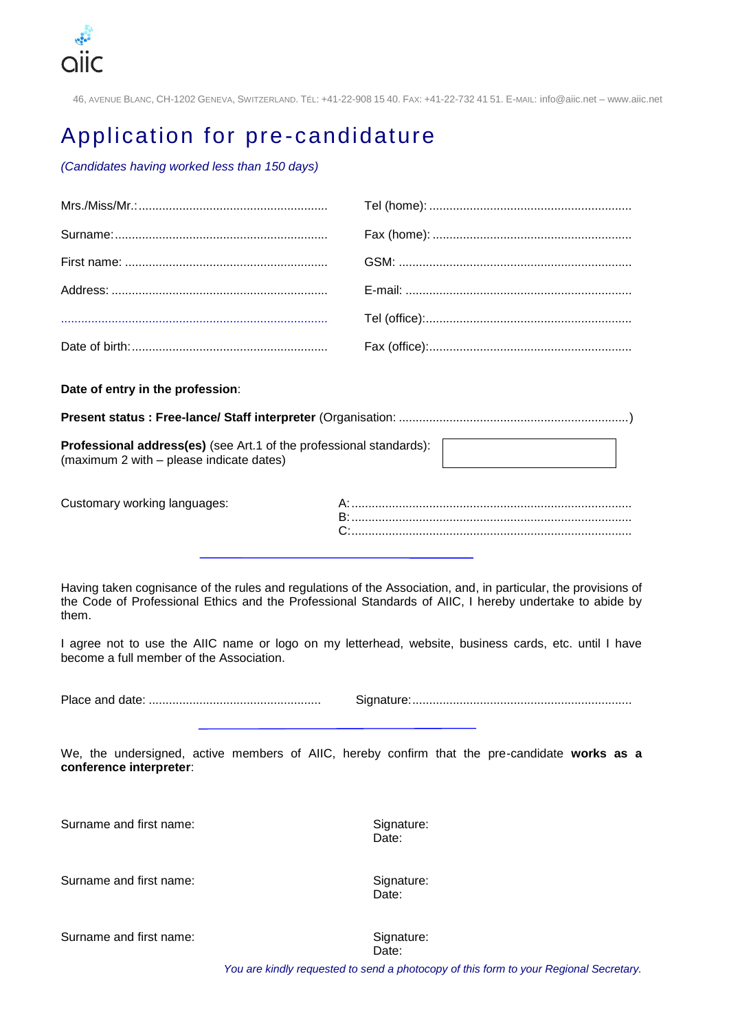aiic

46, AVENUE BLANC, CH-1202 GENEVA, SWITZERLAND. TÉL: +41-22-908 15 40. FAX: +41-22-732 41 51. E-MAIL: info@aiic.net – www.aiic.net

# Application for pre-candidature

*(Candidates having worked less than 150 days)*

Mrs./Miss/Mr.:........................................................

Surname:...............................................................

First name: ............................................................

Address: ................................................................

..............................................................................

Date of birth:..........................................................

Tel (home): ............................................................

Fax (home): ...........................................................

GSM: .....................................................................

E-mail: ...................................................................

Tel (office):.............................................................

Fax (office):............................................................

**Date of entry in the profession**:

**Present status : Free-lance/ Staff interpreter** (Organisation: ....................................................................)

**Professional address(es)** (see Art.1 of the professional standards):
(maximum 2 with – please indicate dates)

Customary working languages:

A:..................................................................................
B:..................................................................................
C:..................................................................................

---

Having taken cognisance of the rules and regulations of the Association, and, in particular, the provisions of the Code of Professional Ethics and the Professional Standards of AIIC, I hereby undertake to abide by them.

I agree not to use the AIIC name or logo on my letterhead, website, business cards, etc. until I have become a full member of the Association.

Place and date: ...................................................

Signature:.................................................................

---

We, the undersigned, active members of AIIC, hereby confirm that the pre-candidate **works as a conference interpreter**:

Surname and first name:

Signature:
Date:

Surname and first name:

Signature:
Date:

Surname and first name:

Signature:
Date:

*You are kindly requested to send a photocopy of this form to your Regional Secretary.*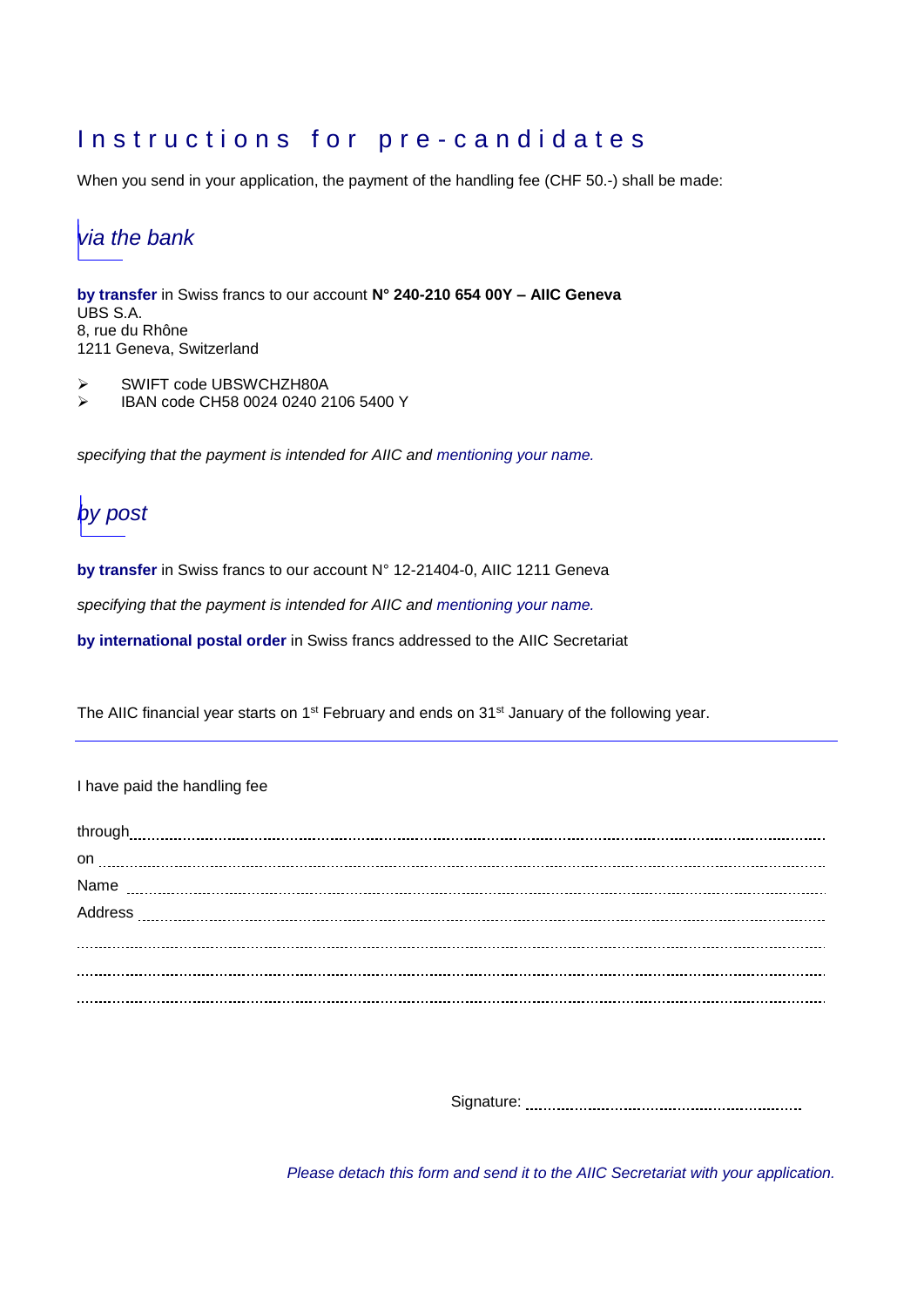# Instructions for pre-candidates

When you send in your application, the payment of the handling fee (CHF 50.-) shall be made:

## *via the bank*

**by transfer** in Swiss francs to our account **N° 240-210 654 00Y – AIIC Geneva**
UBS S.A.
8, rue du Rhône
1211 Geneva, Switzerland

- SWIFT code UBSWCHZH80A
- IBAN code CH58 0024 0240 2106 5400 Y

*specifying that the payment is intended for AIIC and mentioning your name.*

## *by post*

**by transfer** in Swiss francs to our account N° 12-21404-0, AIIC 1211 Geneva

*specifying that the payment is intended for AIIC and mentioning your name.*

**by international postal order** in Swiss francs addressed to the AIIC Secretariat

The AIIC financial year starts on 1st February and ends on 31st January of the following year.

---

I have paid the handling fee

through ……………………………………………………………………………………

on ……………………………………………………………………………………

Name ……………………………………………………………………………………

Address ……………………………………………………………………………………

……………………………………………………………………………………

……………………………………………………………………………………

……………………………………………………………………………………

Signature: ……………………………………

*Please detach this form and send it to the AIIC Secretariat with your application.*